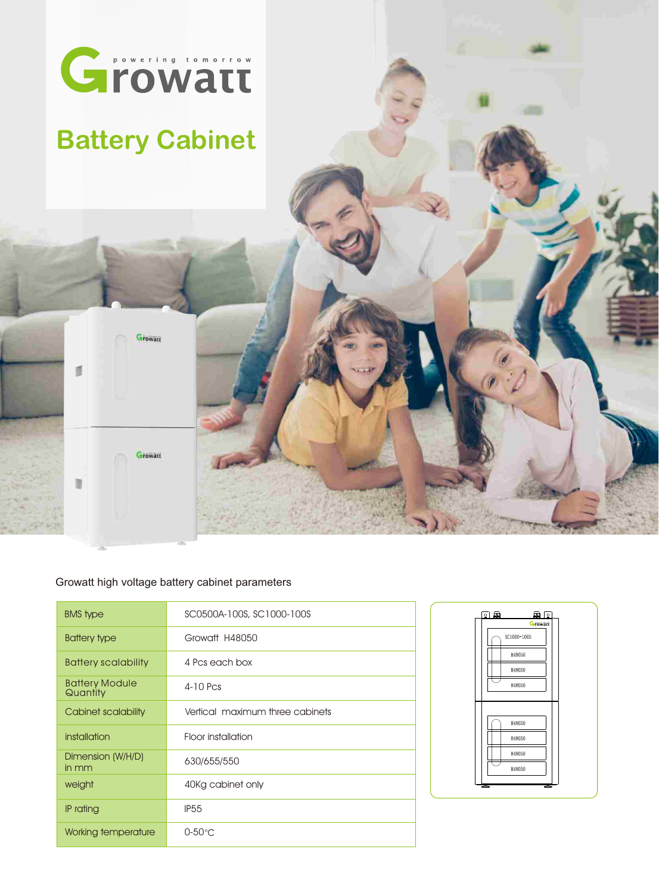Growatt

powering tomorrow

# Battery Cabinet

Growatt high voltage battery cabinet parameters

| | |
|---|---|
| BMS type | SC0500A-100S, SC1000-100S |
| Battery type | Growatt H48050 |
| Battery scalability | 4 Pcs each box |
| Battery Module Quantity | 4-10 Pcs |
| Cabinet scalability | Vertical maximum three cabinets |
| installation | Floor installation |
| Dimension (W/H/D) in mm | 630/655/550 |
| weight | 40Kg cabinet only |
| IP rating | IP55 |
| Working temperature | 0-50°C |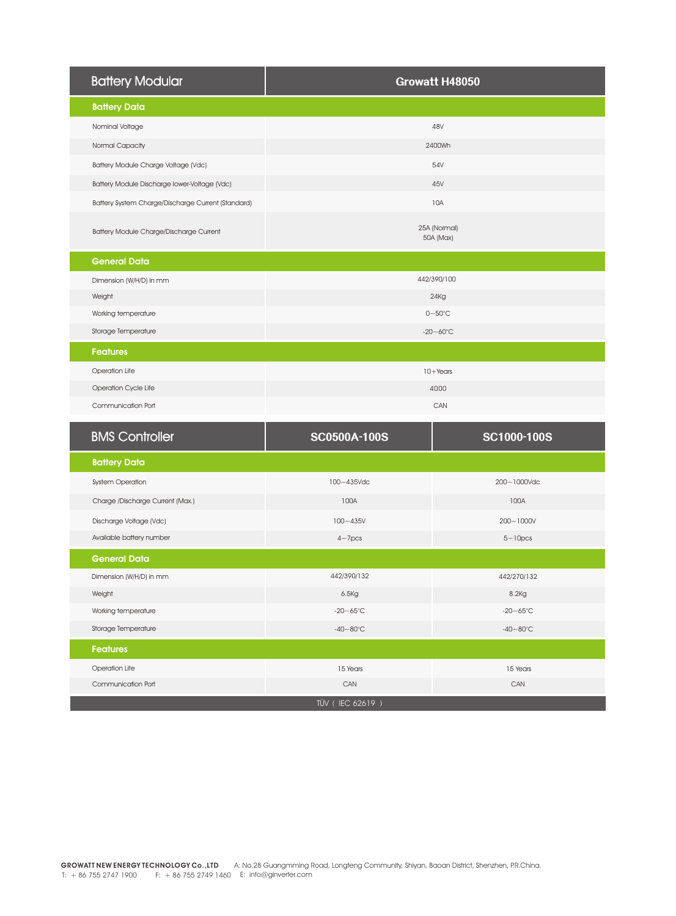| Battery Modular | Growatt H48050 |
|---|---|
| **Battery Data** | |
| Nominal Voltage | 48V |
| Normal Capacity | 2400Wh |
| Battery Module Charge Voltage (Vdc) | 54V |
| Battery Module Discharge lower-Voltage (Vdc) | 45V |
| Battery System Charge/Discharge Current (Standard) | 10A |
| Battery Module Charge/Discharge Current | 25A (Normal)<br>50A (Max) |
| **General Data** | |
| Dimension (W/H/D) in mm | 442/390/100 |
| Weight | 24Kg |
| Working temperature | 0~50°C |
| Storage Temperature | -20~60°C |
| **Features** | |
| Operation Life | 10+Years |
| Operation Cycle Life | 4000 |
| Communication Port | CAN |

| BMS Controller | SC0500A-100S | SC1000-100S |
|---|---|---|
| **Battery Data** | | |
| System Operation | 100~435Vdc | 200~1000Vdc |
| Charge /Discharge Current (Max.) | 100A | 100A |
| Discharge Voltage (Vdc) | 100~435V | 200~1000V |
| Available battery number | 4~7pcs | 5~10pcs |
| **General Data** | | |
| Dimension (W/H/D) in mm | 442/390/132 | 442/270/132 |
| Weight | 6.5Kg | 8.2Kg |
| Working temperature | -20~65°C | -20~65°C |
| Storage Temperature | -40~80°C | -40~80°C |
| **Features** | | |
| Operation Life | 15 Years | 15 Years |
| Communication Port | CAN | CAN |
| TÜV ( IEC 62619 ) | | |

**GROWATT NEW ENERGY TECHNOLOGY Co.,LTD** A: No.28 Guangmming Road, Longteng Community, Shiyan, Baoan District, Shenzhen, P.R.China.
T: + 86 755 2747 1900 F: + 86 755 2749 1460 E: info@ginverter.com